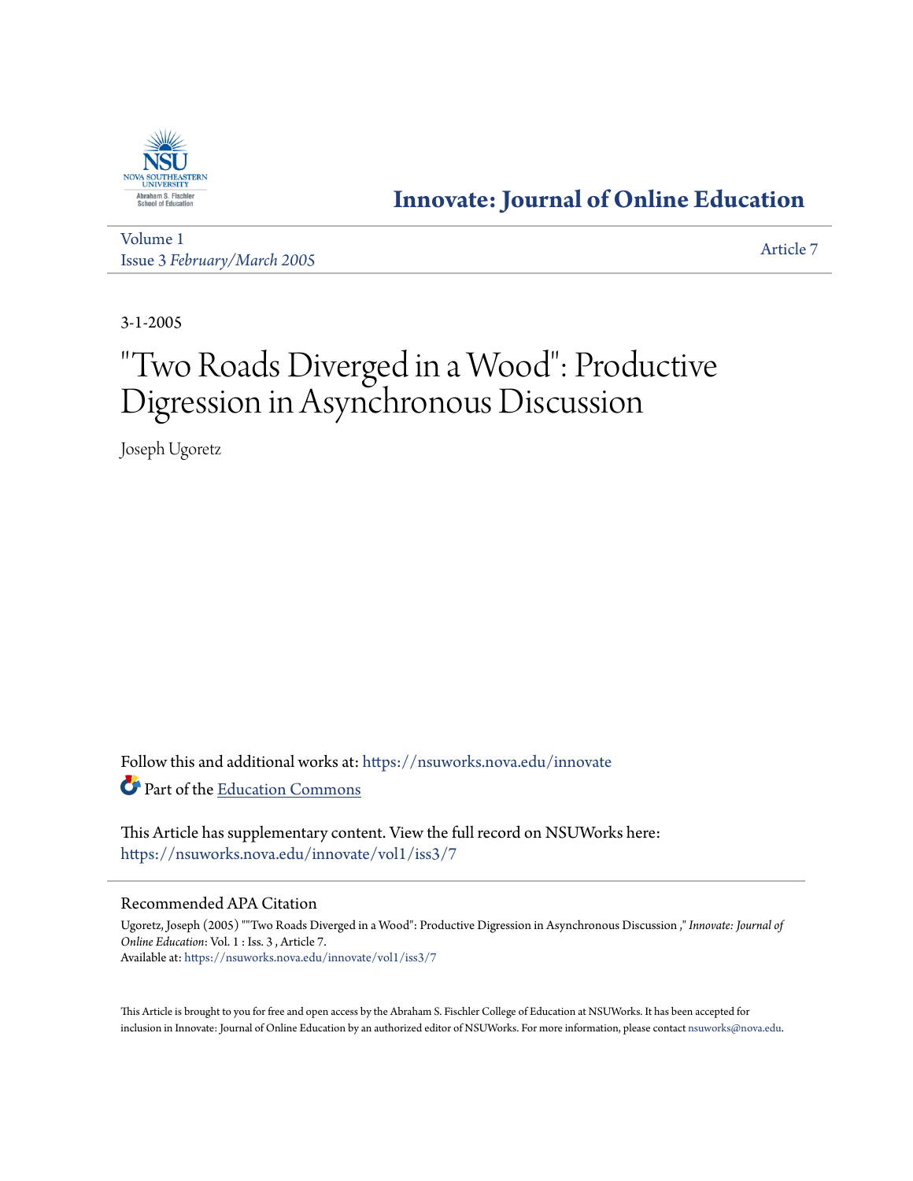# Innovate: Journal of Online Education

Volume 1
Issue 3 *February/March 2005*

Article 7

3-1-2005

# "Two Roads Diverged in a Wood": Productive Digression in Asynchronous Discussion

Joseph Ugoretz

Follow this and additional works at: https://nsuworks.nova.edu/innovate

Part of the Education Commons

This Article has supplementary content. View the full record on NSUWorks here: https://nsuworks.nova.edu/innovate/vol1/iss3/7

## Recommended APA Citation

Ugoretz, Joseph (2005) ""Two Roads Diverged in a Wood": Productive Digression in Asynchronous Discussion ," *Innovate: Journal of Online Education*: Vol. 1 : Iss. 3 , Article 7.
Available at: https://nsuworks.nova.edu/innovate/vol1/iss3/7

This Article is brought to you for free and open access by the Abraham S. Fischler College of Education at NSUWorks. It has been accepted for inclusion in Innovate: Journal of Online Education by an authorized editor of NSUWorks. For more information, please contact nsuworks@nova.edu.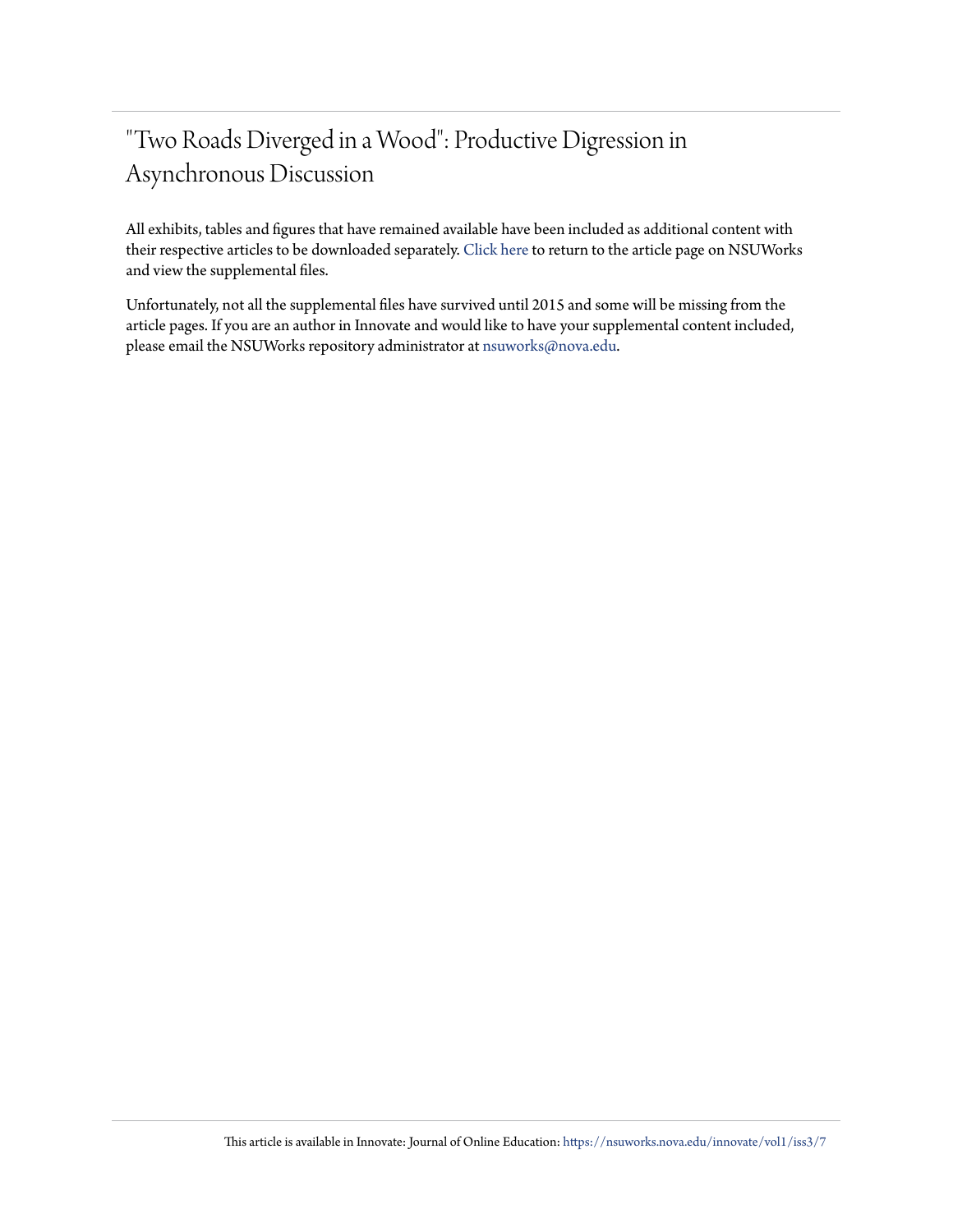# "Two Roads Diverged in a Wood": Productive Digression in Asynchronous Discussion

All exhibits, tables and figures that have remained available have been included as additional content with their respective articles to be downloaded separately. Click here to return to the article page on NSUWorks and view the supplemental files.

Unfortunately, not all the supplemental files have survived until 2015 and some will be missing from the article pages. If you are an author in Innovate and would like to have your supplemental content included, please email the NSUWorks repository administrator at nsuworks@nova.edu.

This article is available in Innovate: Journal of Online Education: https://nsuworks.nova.edu/innovate/vol1/iss3/7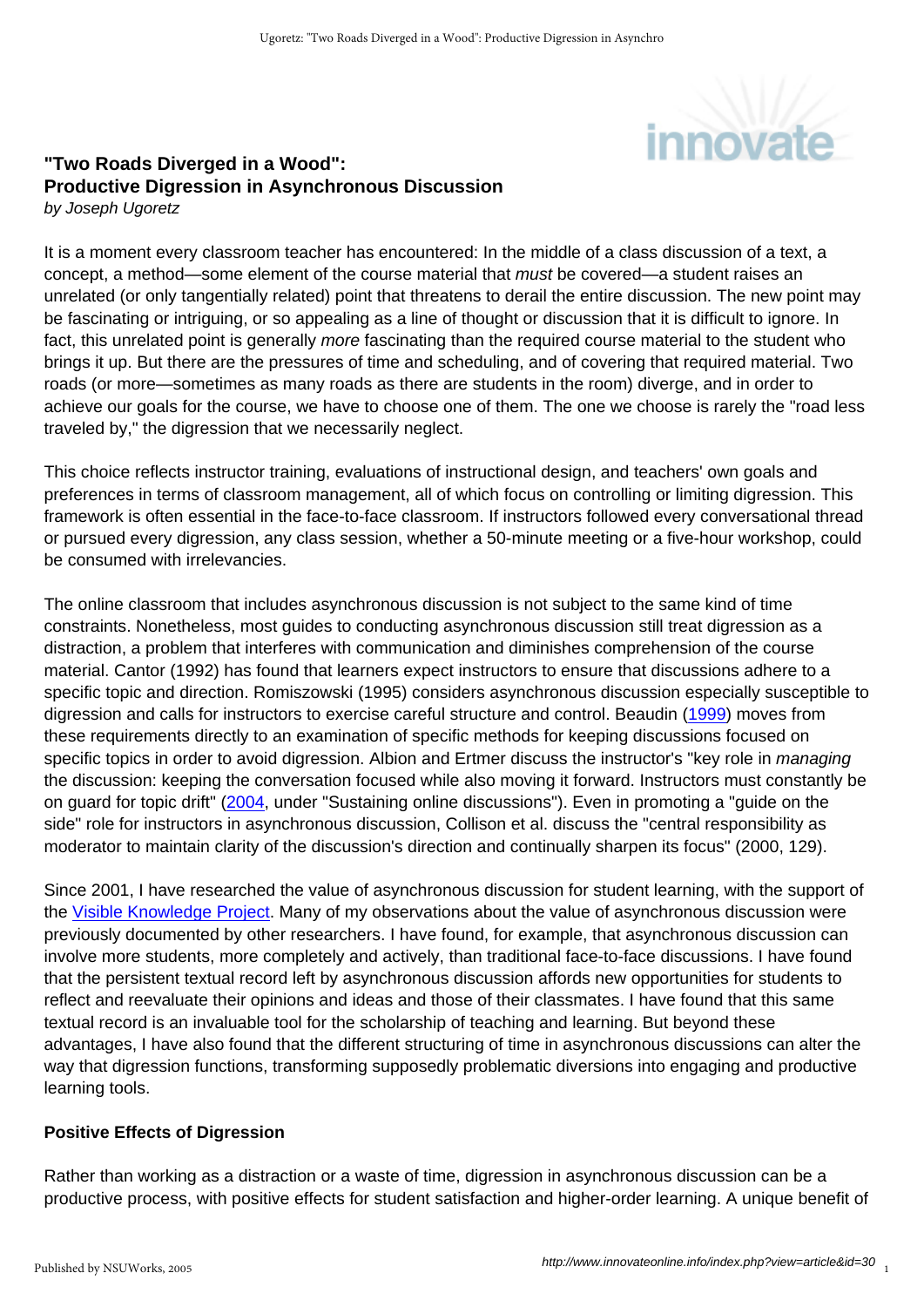## "Two Roads Diverged in a Wood": Productive Digression in Asynchronous Discussion

*by Joseph Ugoretz*

It is a moment every classroom teacher has encountered: In the middle of a class discussion of a text, a concept, a method—some element of the course material that *must* be covered—a student raises an unrelated (or only tangentially related) point that threatens to derail the entire discussion. The new point may be fascinating or intriguing, or so appealing as a line of thought or discussion that it is difficult to ignore. In fact, this unrelated point is generally *more* fascinating than the required course material to the student who brings it up. But there are the pressures of time and scheduling, and of covering that required material. Two roads (or more—sometimes as many roads as there are students in the room) diverge, and in order to achieve our goals for the course, we have to choose one of them. The one we choose is rarely the "road less traveled by," the digression that we necessarily neglect.

This choice reflects instructor training, evaluations of instructional design, and teachers' own goals and preferences in terms of classroom management, all of which focus on controlling or limiting digression. This framework is often essential in the face-to-face classroom. If instructors followed every conversational thread or pursued every digression, any class session, whether a 50-minute meeting or a five-hour workshop, could be consumed with irrelevancies.

The online classroom that includes asynchronous discussion is not subject to the same kind of time constraints. Nonetheless, most guides to conducting asynchronous discussion still treat digression as a distraction, a problem that interferes with communication and diminishes comprehension of the course material. Cantor (1992) has found that learners expect instructors to ensure that discussions adhere to a specific topic and direction. Romiszowski (1995) considers asynchronous discussion especially susceptible to digression and calls for instructors to exercise careful structure and control. Beaudin (1999) moves from these requirements directly to an examination of specific methods for keeping discussions focused on specific topics in order to avoid digression. Albion and Ertmer discuss the instructor's "key role in *managing* the discussion: keeping the conversation focused while also moving it forward. Instructors must constantly be on guard for topic drift" (2004, under "Sustaining online discussions"). Even in promoting a "guide on the side" role for instructors in asynchronous discussion, Collison et al. discuss the "central responsibility as moderator to maintain clarity of the discussion's direction and continually sharpen its focus" (2000, 129).

Since 2001, I have researched the value of asynchronous discussion for student learning, with the support of the Visible Knowledge Project. Many of my observations about the value of asynchronous discussion were previously documented by other researchers. I have found, for example, that asynchronous discussion can involve more students, more completely and actively, than traditional face-to-face discussions. I have found that the persistent textual record left by asynchronous discussion affords new opportunities for students to reflect and reevaluate their opinions and ideas and those of their classmates. I have found that this same textual record is an invaluable tool for the scholarship of teaching and learning. But beyond these advantages, I have also found that the different structuring of time in asynchronous discussions can alter the way that digression functions, transforming supposedly problematic diversions into engaging and productive learning tools.

### Positive Effects of Digression

Rather than working as a distraction or a waste of time, digression in asynchronous discussion can be a productive process, with positive effects for student satisfaction and higher-order learning. A unique benefit of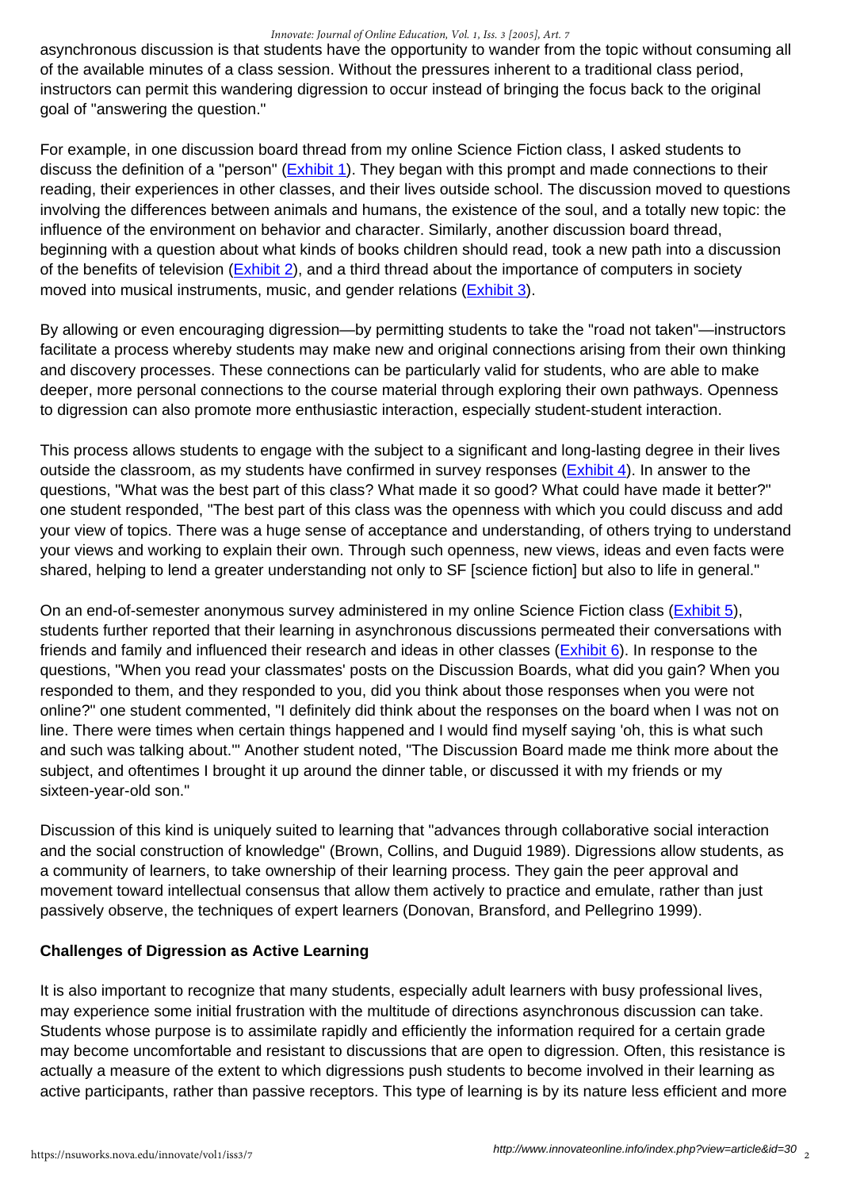asynchronous discussion is that students have the opportunity to wander from the topic without consuming all of the available minutes of a class session. Without the pressures inherent to a traditional class period, instructors can permit this wandering digression to occur instead of bringing the focus back to the original goal of "answering the question."

For example, in one discussion board thread from my online Science Fiction class, I asked students to discuss the definition of a "person" (Exhibit 1). They began with this prompt and made connections to their reading, their experiences in other classes, and their lives outside school. The discussion moved to questions involving the differences between animals and humans, the existence of the soul, and a totally new topic: the influence of the environment on behavior and character. Similarly, another discussion board thread, beginning with a question about what kinds of books children should read, took a new path into a discussion of the benefits of television (Exhibit 2), and a third thread about the importance of computers in society moved into musical instruments, music, and gender relations (Exhibit 3).

By allowing or even encouraging digression—by permitting students to take the "road not taken"—instructors facilitate a process whereby students may make new and original connections arising from their own thinking and discovery processes. These connections can be particularly valid for students, who are able to make deeper, more personal connections to the course material through exploring their own pathways. Openness to digression can also promote more enthusiastic interaction, especially student-student interaction.

This process allows students to engage with the subject to a significant and long-lasting degree in their lives outside the classroom, as my students have confirmed in survey responses (Exhibit 4). In answer to the questions, "What was the best part of this class? What made it so good? What could have made it better?" one student responded, "The best part of this class was the openness with which you could discuss and add your view of topics. There was a huge sense of acceptance and understanding, of others trying to understand your views and working to explain their own. Through such openness, new views, ideas and even facts were shared, helping to lend a greater understanding not only to SF [science fiction] but also to life in general."

On an end-of-semester anonymous survey administered in my online Science Fiction class (Exhibit 5), students further reported that their learning in asynchronous discussions permeated their conversations with friends and family and influenced their research and ideas in other classes (Exhibit 6). In response to the questions, "When you read your classmates' posts on the Discussion Boards, what did you gain? When you responded to them, and they responded to you, did you think about those responses when you were not online?" one student commented, "I definitely did think about the responses on the board when I was not on line. There were times when certain things happened and I would find myself saying 'oh, this is what such and such was talking about.'" Another student noted, "The Discussion Board made me think more about the subject, and oftentimes I brought it up around the dinner table, or discussed it with my friends or my sixteen-year-old son."

Discussion of this kind is uniquely suited to learning that "advances through collaborative social interaction and the social construction of knowledge" (Brown, Collins, and Duguid 1989). Digressions allow students, as a community of learners, to take ownership of their learning process. They gain the peer approval and movement toward intellectual consensus that allow them actively to practice and emulate, rather than just passively observe, the techniques of expert learners (Donovan, Bransford, and Pellegrino 1999).

### Challenges of Digression as Active Learning

It is also important to recognize that many students, especially adult learners with busy professional lives, may experience some initial frustration with the multitude of directions asynchronous discussion can take. Students whose purpose is to assimilate rapidly and efficiently the information required for a certain grade may become uncomfortable and resistant to discussions that are open to digression. Often, this resistance is actually a measure of the extent to which digressions push students to become involved in their learning as active participants, rather than passive receptors. This type of learning is by its nature less efficient and more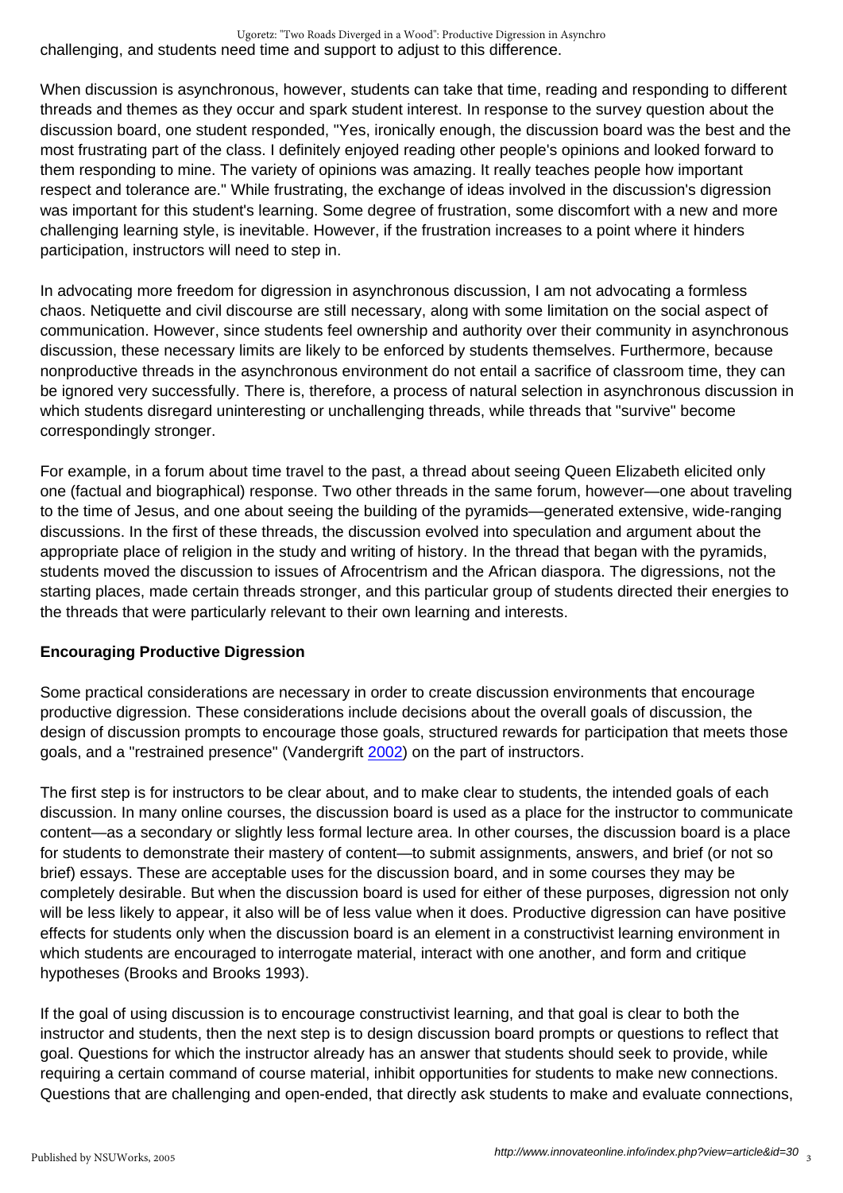challenging, and students need time and support to adjust to this difference.

When discussion is asynchronous, however, students can take that time, reading and responding to different threads and themes as they occur and spark student interest. In response to the survey question about the discussion board, one student responded, "Yes, ironically enough, the discussion board was the best and the most frustrating part of the class. I definitely enjoyed reading other people's opinions and looked forward to them responding to mine. The variety of opinions was amazing. It really teaches people how important respect and tolerance are." While frustrating, the exchange of ideas involved in the discussion's digression was important for this student's learning. Some degree of frustration, some discomfort with a new and more challenging learning style, is inevitable. However, if the frustration increases to a point where it hinders participation, instructors will need to step in.

In advocating more freedom for digression in asynchronous discussion, I am not advocating a formless chaos. Netiquette and civil discourse are still necessary, along with some limitation on the social aspect of communication. However, since students feel ownership and authority over their community in asynchronous discussion, these necessary limits are likely to be enforced by students themselves. Furthermore, because nonproductive threads in the asynchronous environment do not entail a sacrifice of classroom time, they can be ignored very successfully. There is, therefore, a process of natural selection in asynchronous discussion in which students disregard uninteresting or unchallenging threads, while threads that "survive" become correspondingly stronger.

For example, in a forum about time travel to the past, a thread about seeing Queen Elizabeth elicited only one (factual and biographical) response. Two other threads in the same forum, however—one about traveling to the time of Jesus, and one about seeing the building of the pyramids—generated extensive, wide-ranging discussions. In the first of these threads, the discussion evolved into speculation and argument about the appropriate place of religion in the study and writing of history. In the thread that began with the pyramids, students moved the discussion to issues of Afrocentrism and the African diaspora. The digressions, not the starting places, made certain threads stronger, and this particular group of students directed their energies to the threads that were particularly relevant to their own learning and interests.

**Encouraging Productive Digression**

Some practical considerations are necessary in order to create discussion environments that encourage productive digression. These considerations include decisions about the overall goals of discussion, the design of discussion prompts to encourage those goals, structured rewards for participation that meets those goals, and a "restrained presence" (Vandergrift 2002) on the part of instructors.

The first step is for instructors to be clear about, and to make clear to students, the intended goals of each discussion. In many online courses, the discussion board is used as a place for the instructor to communicate content—as a secondary or slightly less formal lecture area. In other courses, the discussion board is a place for students to demonstrate their mastery of content—to submit assignments, answers, and brief (or not so brief) essays. These are acceptable uses for the discussion board, and in some courses they may be completely desirable. But when the discussion board is used for either of these purposes, digression not only will be less likely to appear, it also will be of less value when it does. Productive digression can have positive effects for students only when the discussion board is an element in a constructivist learning environment in which students are encouraged to interrogate material, interact with one another, and form and critique hypotheses (Brooks and Brooks 1993).

If the goal of using discussion is to encourage constructivist learning, and that goal is clear to both the instructor and students, then the next step is to design discussion board prompts or questions to reflect that goal. Questions for which the instructor already has an answer that students should seek to provide, while requiring a certain command of course material, inhibit opportunities for students to make new connections. Questions that are challenging and open-ended, that directly ask students to make and evaluate connections,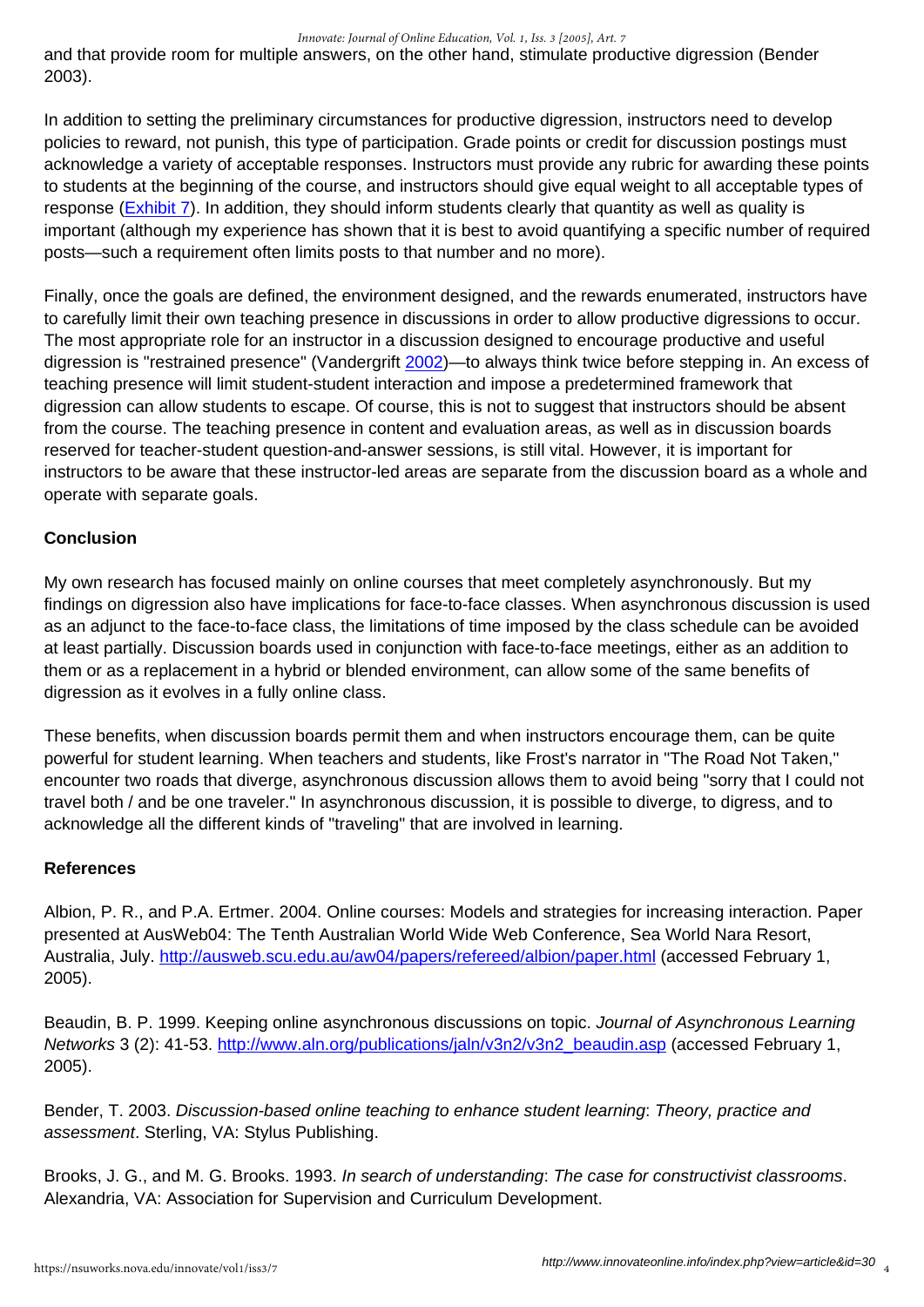and that provide room for multiple answers, on the other hand, stimulate productive digression (Bender 2003).

In addition to setting the preliminary circumstances for productive digression, instructors need to develop policies to reward, not punish, this type of participation. Grade points or credit for discussion postings must acknowledge a variety of acceptable responses. Instructors must provide any rubric for awarding these points to students at the beginning of the course, and instructors should give equal weight to all acceptable types of response (Exhibit 7). In addition, they should inform students clearly that quantity as well as quality is important (although my experience has shown that it is best to avoid quantifying a specific number of required posts—such a requirement often limits posts to that number and no more).

Finally, once the goals are defined, the environment designed, and the rewards enumerated, instructors have to carefully limit their own teaching presence in discussions in order to allow productive digressions to occur. The most appropriate role for an instructor in a discussion designed to encourage productive and useful digression is "restrained presence" (Vandergrift 2002)—to always think twice before stepping in. An excess of teaching presence will limit student-student interaction and impose a predetermined framework that digression can allow students to escape. Of course, this is not to suggest that instructors should be absent from the course. The teaching presence in content and evaluation areas, as well as in discussion boards reserved for teacher-student question-and-answer sessions, is still vital. However, it is important for instructors to be aware that these instructor-led areas are separate from the discussion board as a whole and operate with separate goals.

**Conclusion**

My own research has focused mainly on online courses that meet completely asynchronously. But my findings on digression also have implications for face-to-face classes. When asynchronous discussion is used as an adjunct to the face-to-face class, the limitations of time imposed by the class schedule can be avoided at least partially. Discussion boards used in conjunction with face-to-face meetings, either as an addition to them or as a replacement in a hybrid or blended environment, can allow some of the same benefits of digression as it evolves in a fully online class.

These benefits, when discussion boards permit them and when instructors encourage them, can be quite powerful for student learning. When teachers and students, like Frost's narrator in "The Road Not Taken," encounter two roads that diverge, asynchronous discussion allows them to avoid being "sorry that I could not travel both / and be one traveler." In asynchronous discussion, it is possible to diverge, to digress, and to acknowledge all the different kinds of "traveling" that are involved in learning.

**References**

Albion, P. R., and P.A. Ertmer. 2004. Online courses: Models and strategies for increasing interaction. Paper presented at AusWeb04: The Tenth Australian World Wide Web Conference, Sea World Nara Resort, Australia, July. http://ausweb.scu.edu.au/aw04/papers/refereed/albion/paper.html (accessed February 1, 2005).

Beaudin, B. P. 1999. Keeping online asynchronous discussions on topic. *Journal of Asynchronous Learning Networks* 3 (2): 41-53. http://www.aln.org/publications/jaln/v3n2/v3n2_beaudin.asp (accessed February 1, 2005).

Bender, T. 2003. *Discussion-based online teaching to enhance student learning*: *Theory, practice and assessment*. Sterling, VA: Stylus Publishing.

Brooks, J. G., and M. G. Brooks. 1993. *In search of understanding*: *The case for constructivist classrooms*. Alexandria, VA: Association for Supervision and Curriculum Development.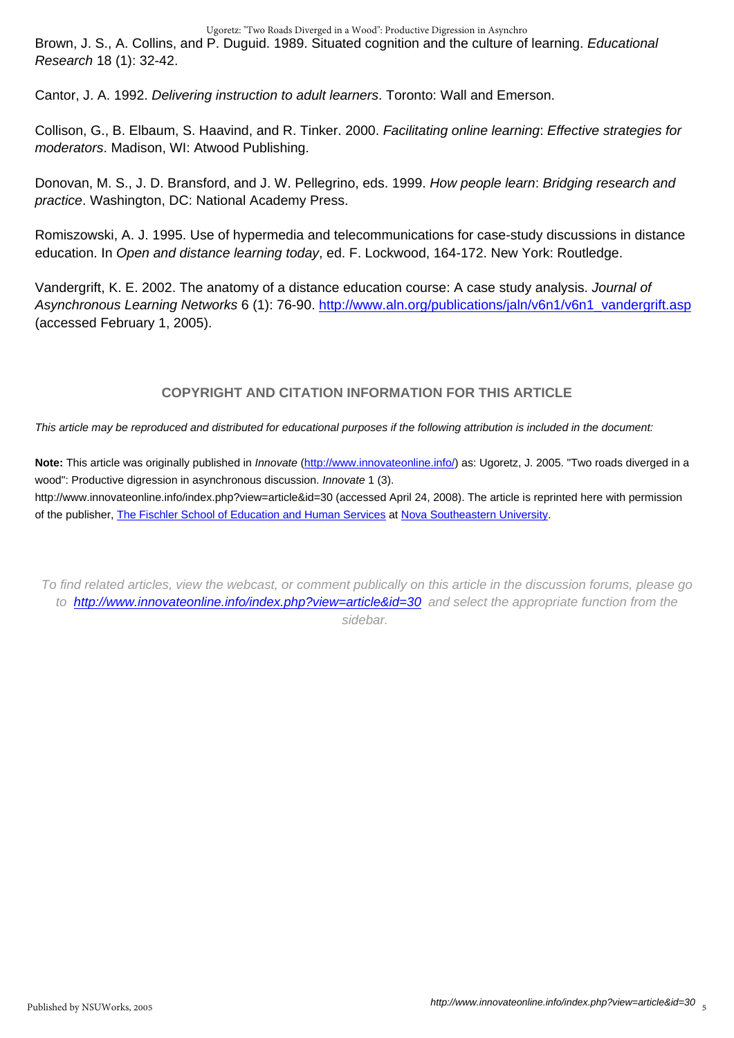Brown, J. S., A. Collins, and P. Duguid. 1989. Situated cognition and the culture of learning. *Educational Research* 18 (1): 32-42.

Cantor, J. A. 1992. *Delivering instruction to adult learners*. Toronto: Wall and Emerson.

Collison, G., B. Elbaum, S. Haavind, and R. Tinker. 2000. *Facilitating online learning*: *Effective strategies for moderators*. Madison, WI: Atwood Publishing.

Donovan, M. S., J. D. Bransford, and J. W. Pellegrino, eds. 1999. *How people learn*: *Bridging research and practice*. Washington, DC: National Academy Press.

Romiszowski, A. J. 1995. Use of hypermedia and telecommunications for case-study discussions in distance education. In *Open and distance learning today*, ed. F. Lockwood, 164-172. New York: Routledge.

Vandergrift, K. E. 2002. The anatomy of a distance education course: A case study analysis. *Journal of Asynchronous Learning Networks* 6 (1): 76-90. http://www.aln.org/publications/jaln/v6n1/v6n1_vandergrift.asp (accessed February 1, 2005).

## COPYRIGHT AND CITATION INFORMATION FOR THIS ARTICLE

*This article may be reproduced and distributed for educational purposes if the following attribution is included in the document:*

**Note:** This article was originally published in *Innovate* (http://www.innovateonline.info/) as: Ugoretz, J. 2005. "Two roads diverged in a wood": Productive digression in asynchronous discussion. *Innovate* 1 (3). http://www.innovateonline.info/index.php?view=article&id=30 (accessed April 24, 2008). The article is reprinted here with permission of the publisher, The Fischler School of Education and Human Services at Nova Southeastern University.

*To find related articles, view the webcast, or comment publically on this article in the discussion forums, please go to http://www.innovateonline.info/index.php?view=article&id=30 and select the appropriate function from the sidebar.*